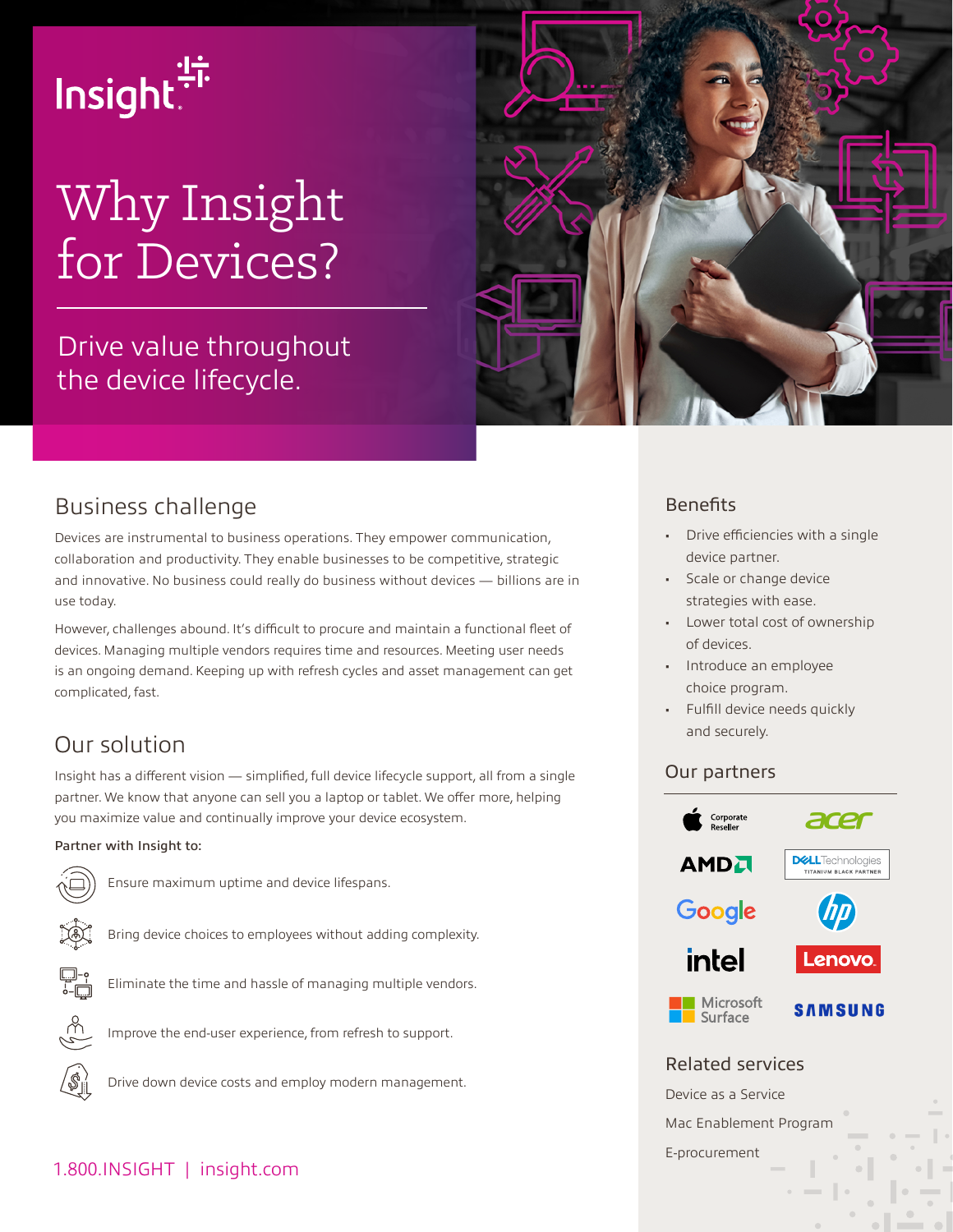Insight

# Why Insight for Devices?

Drive value throughout the device lifecycle.

## Business challenge

Devices are instrumental to business operations. They empower communication, collaboration and productivity. They enable businesses to be competitive, strategic and innovative. No business could really do business without devices — billions are in use today.

However, challenges abound. It's difficult to procure and maintain a functional fleet of devices. Managing multiple vendors requires time and resources. Meeting user needs is an ongoing demand. Keeping up with refresh cycles and asset management can get complicated, fast.

## Our solution

Insight has a different vision — simplified, full device lifecycle support, all from a single partner. We know that anyone can sell you a laptop or tablet. We offer more, helping you maximize value and continually improve your device ecosystem.

**Partner with Insight to:**

- Ensure maximum uptime and device lifespans.
- Bring device choices to employees without adding complexity.
- Eliminate the time and hassle of managing multiple vendors.
- Improve the end-user experience, from refresh to support.
- Drive down device costs and employ modern management.

1.800.INSIGHT | insight.com

## Benefits

- Drive efficiencies with a single device partner.
- Scale or change device strategies with ease.
- Lower total cost of ownership of devices.
- Introduce an employee choice program.
- Fulfill device needs quickly and securely.

## Our partners

- Apple Corporate Reseller
- acer
- AMD
- Dell Technologies Titanium Black Partner
- Google
- hp
- intel
- Lenovo
- Microsoft Surface
- Samsung

## Related services

Device as a Service

Mac Enablement Program

E-procurement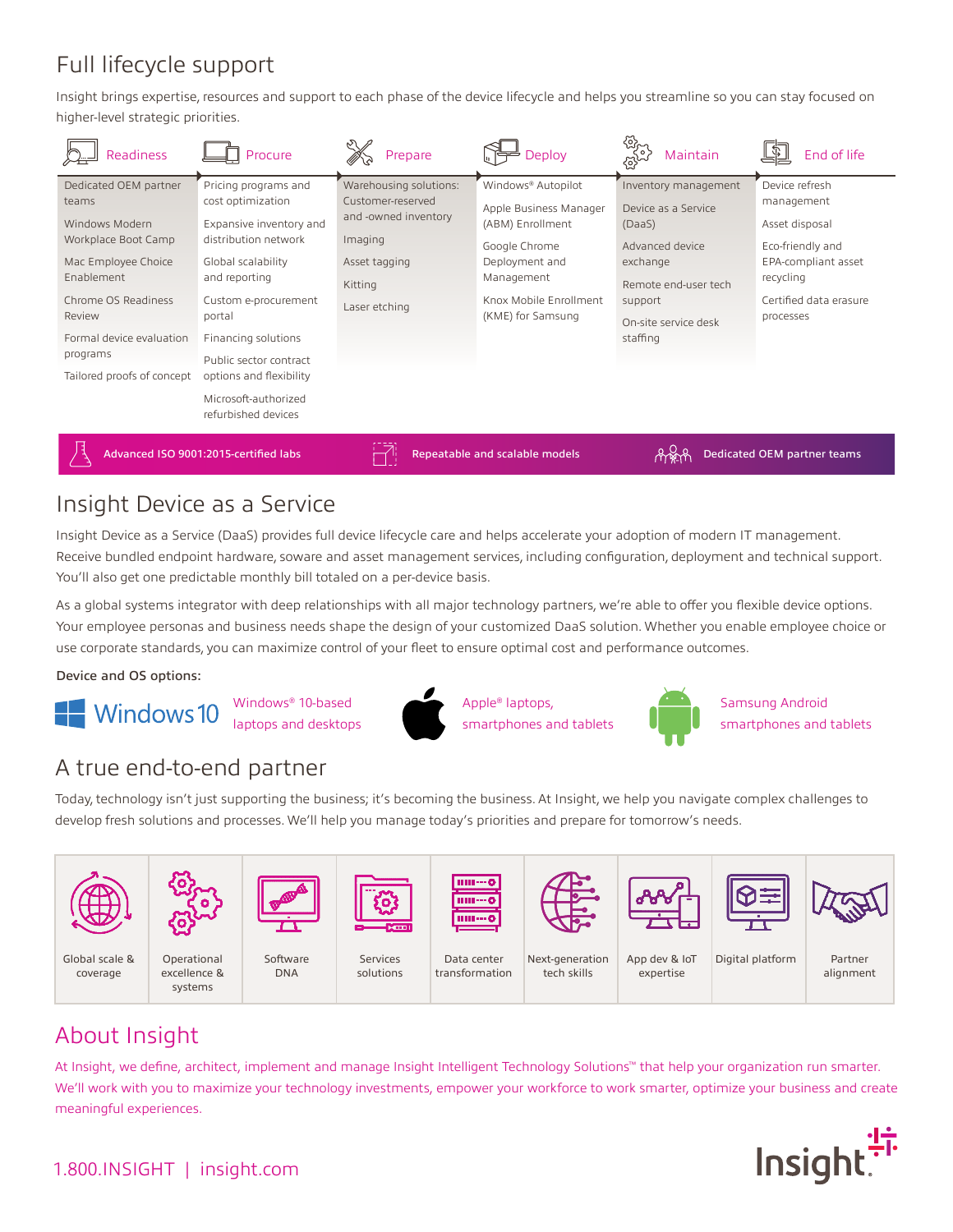## Full lifecycle support

Insight brings expertise, resources and support to each phase of the device lifecycle and helps you streamline so you can stay focused on higher-level strategic priorities.

| Readiness | Procure | Prepare | Deploy | Maintain | End of life |
|---|---|---|---|---|---|
| Dedicated OEM partner teams | Pricing programs and cost optimization | Warehousing solutions: Customer-reserved and -owned inventory | Windows® Autopilot | Inventory management | Device refresh management |
| Windows Modern Workplace Boot Camp | Expansive inventory and distribution network | Imaging | Apple Business Manager (ABM) Enrollment | Device as a Service (DaaS) | Asset disposal |
| Mac Employee Choice Enablement | Global scalability and reporting | Asset tagging | Google Chrome Deployment and Management | Advanced device exchange | Eco-friendly and EPA-compliant asset recycling |
| Chrome OS Readiness Review | Custom e-procurement portal | Kitting | Knox Mobile Enrollment (KME) for Samsung | Remote end-user tech support | Certified data erasure processes |
| Formal device evaluation programs | Financing solutions | Laser etching | | On-site service desk staffing | |
| Tailored proofs of concept | Public sector contract options and flexibility | | | | |
| | Microsoft-authorized refurbished devices | | | | |

Advanced ISO 9001:2015-certified labs | Repeatable and scalable models | Dedicated OEM partner teams

## Insight Device as a Service

Insight Device as a Service (DaaS) provides full device lifecycle care and helps accelerate your adoption of modern IT management. Receive bundled endpoint hardware, soware and asset management services, including configuration, deployment and technical support. You'll also get one predictable monthly bill totaled on a per-device basis.

As a global systems integrator with deep relationships with all major technology partners, we're able to offer you flexible device options. Your employee personas and business needs shape the design of your customized DaaS solution. Whether you enable employee choice or use corporate standards, you can maximize control of your fleet to ensure optimal cost and performance outcomes.

**Device and OS options:**

- Windows 10 — Windows® 10-based laptops and desktops
- Apple® laptops, smartphones and tablets
- Samsung Android smartphones and tablets

## A true end-to-end partner

Today, technology isn't just supporting the business; it's becoming the business. At Insight, we help you navigate complex challenges to develop fresh solutions and processes. We'll help you manage today's priorities and prepare for tomorrow's needs.

| | | | | | | | | |
|---|---|---|---|---|---|---|---|---|
| Global scale & coverage | Operational excellence & systems | Software DNA | Services solutions | Data center transformation | Next-generation tech skills | App dev & IoT expertise | Digital platform | Partner alignment |

## About Insight

At Insight, we define, architect, implement and manage Insight Intelligent Technology Solutions™ that help your organization run smarter. We'll work with you to maximize your technology investments, empower your workforce to work smarter, optimize your business and create meaningful experiences.

1.800.INSIGHT | insight.com

Insight